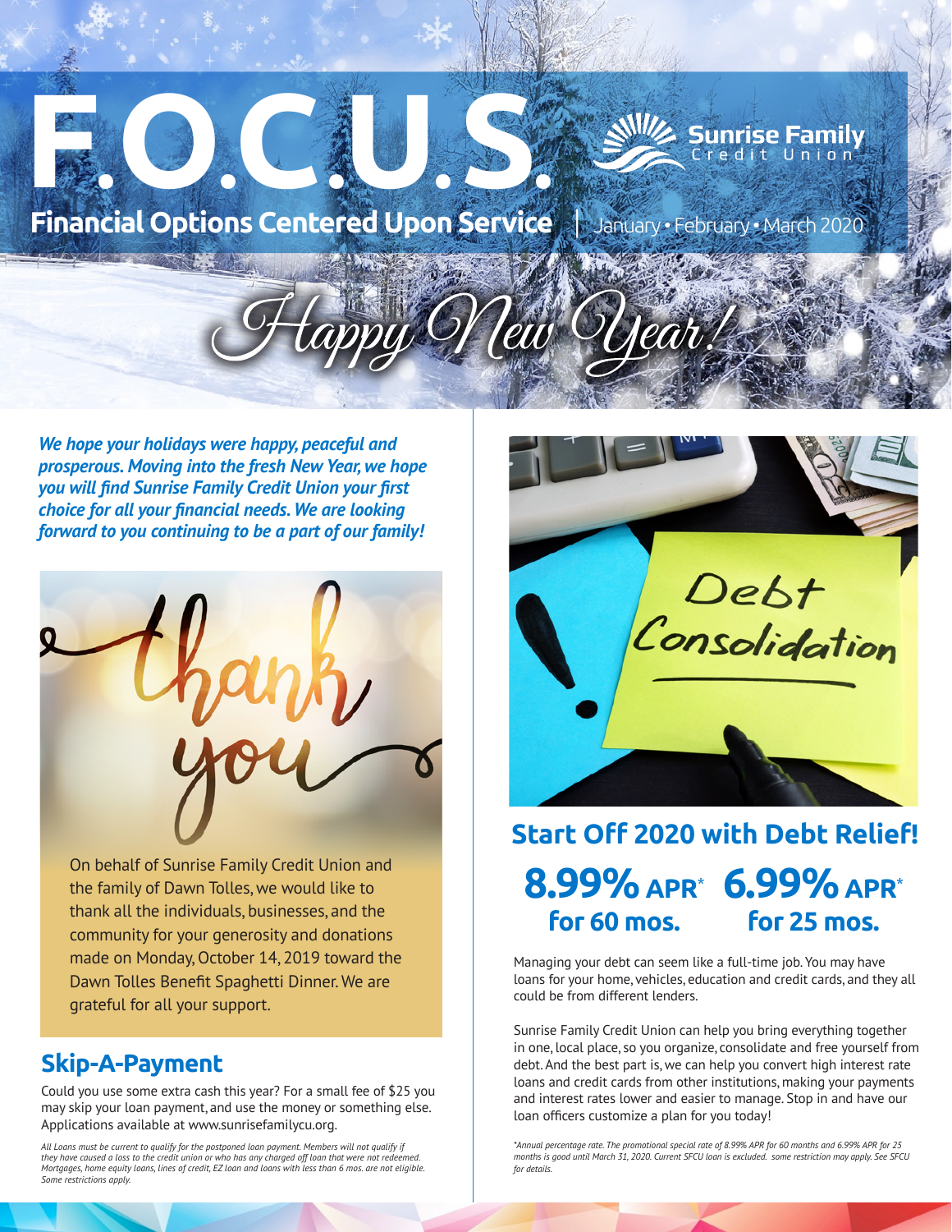# F.O.C.U.S.

Sunrise Family Credit Union

**Financial Options Centered Upon Service** | January • February • March 2020

## Happy New Year!

***We hope your holidays were happy, peaceful and prosperous. Moving into the fresh New Year, we hope you will find Sunrise Family Credit Union your first choice for all your financial needs. We are looking forward to you continuing to be a part of our family!***

thank you

On behalf of Sunrise Family Credit Union and the family of Dawn Tolles, we would like to thank all the individuals, businesses, and the community for your generosity and donations made on Monday, October 14, 2019 toward the Dawn Tolles Benefit Spaghetti Dinner. We are grateful for all your support.

## Skip-A-Payment

Could you use some extra cash this year? For a small fee of $25 you may skip your loan payment, and use the money or something else. Applications available at www.sunrisefamilycu.org.

*All Loans must be current to qualify for the postponed loan payment. Members will not qualify if they have caused a loss to the credit union or who has any charged off loan that were not redeemed. Mortgages, home equity loans, lines of credit, EZ loan and loans with less than 6 mos. are not eligible. Some restrictions apply.*

## Start Off 2020 with Debt Relief!

**8.99% APR\* for 60 mos.** **6.99% APR\* for 25 mos.**

Managing your debt can seem like a full-time job. You may have loans for your home, vehicles, education and credit cards, and they all could be from different lenders.

Sunrise Family Credit Union can help you bring everything together in one, local place, so you organize, consolidate and free yourself from debt. And the best part is, we can help you convert high interest rate loans and credit cards from other institutions, making your payments and interest rates lower and easier to manage. Stop in and have our loan officers customize a plan for you today!

*\*Annual percentage rate. The promotional special rate of 8.99% APR for 60 months and 6.99% APR for 25 months is good until March 31, 2020. Current SFCU loan is excluded. some restriction may apply. See SFCU for details.*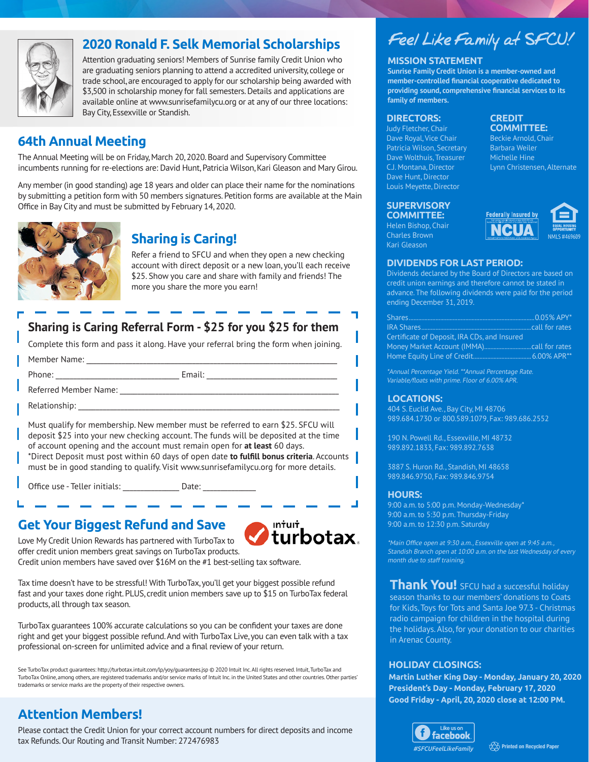## 2020 Ronald F. Selk Memorial Scholarships

Attention graduating seniors! Members of Sunrise family Credit Union who are graduating seniors planning to attend a accredited university, college or trade school, are encouraged to apply for our scholarship being awarded with $3,500 in scholarship money for fall semesters. Details and applications are available online at www.sunrisefamilycu.org or at any of our three locations: Bay City, Essexville or Standish.

## 64th Annual Meeting

The Annual Meeting will be on Friday, March 20, 2020. Board and Supervisory Committee incumbents running for re-elections are: David Hunt, Patricia Wilson, Kari Gleason and Mary Girou.

Any member (in good standing) age 18 years and older can place their name for the nominations by submitting a petition form with 50 members signatures. Petition forms are available at the Main Office in Bay City and must be submitted by February 14, 2020.

## Sharing is Caring!

Refer a friend to SFCU and when they open a new checking account with direct deposit or a new loan, you'll each receive $25. Show you care and share with family and friends! The more you share the more you earn!

### Sharing is Caring Referral Form - $25 for you $25 for them

Complete this form and pass it along. Have your referral bring the form when joining.

Member Name: ____________________

Phone: ____________________ Email: ____________________

Referred Member Name: ____________________

Relationship: ____________________

Must qualify for membership. New member must be referred to earn $25. SFCU will deposit $25 into your new checking account. The funds will be deposited at the time of account opening and the account must remain open for **at least** 60 days.
*Direct Deposit must post within 60 days of open date **to fulfill bonus criteria**. Accounts must be in good standing to qualify. Visit www.sunrisefamilycu.org for more details.

Office use - Teller initials: __________ Date: __________

## Get Your Biggest Refund and Save

Intuit turbotax

Love My Credit Union Rewards has partnered with TurboTax to offer credit union members great savings on TurboTax products. Credit union members have saved over $16M on the #1 best-selling tax software.

Tax time doesn't have to be stressful! With TurboTax, you'll get your biggest possible refund fast and your taxes done right. PLUS, credit union members save up to $15 on TurboTax federal products, all through tax season.

TurboTax guarantees 100% accurate calculations so you can be confident your taxes are done right and get your biggest possible refund. And with TurboTax Live, you can even talk with a tax professional on-screen for unlimited advice and a final review of your return.

See TurboTax product guarantees: http://turbotax.intuit.com/lp/yoy/guarantees.jsp © 2020 Intuit Inc. All rights reserved. Intuit, TurboTax and TurboTax Online, among others, are registered trademarks and/or service marks of Intuit Inc. in the United States and other countries. Other parties' trademarks or service marks are the property of their respective owners.

## Attention Members!

Please contact the Credit Union for your correct account numbers for direct deposits and income tax Refunds. Our Routing and Transit Number: 272476983

## Feel Like Family at SFCU!

### MISSION STATEMENT

**Sunrise Family Credit Union is a member-owned and member-controlled financial cooperative dedicated to providing sound, comprehensive financial services to its family of members.**

### DIRECTORS:

Judy Fletcher, Chair
Dave Royal, Vice Chair
Patricia Wilson, Secretary
Dave Wolthuis, Treasurer
C.J. Montana, Director
Dave Hunt, Director
Louis Meyette, Director

### CREDIT COMMITTEE:

Beckie Arnold, Chair
Barbara Weiler
Michelle Hine
Lynn Christensen, Alternate

### SUPERVISORY COMMITTEE:

Helen Bishop, Chair
Charles Brown
Kari Gleason

Federally Insured by NCUA

Equal Housing Opportunity

NMLS #469609

### DIVIDENDS FOR LAST PERIOD:

Dividends declared by the Board of Directors are based on credit union earnings and therefore cannot be stated in advance. The following dividends were paid for the period ending December 31, 2019.

| | |
|---|---|
| Shares | 0.05% APY* |
| IRA Shares | call for rates |
| Certificate of Deposit, IRA CDs, and Insured Money Market Account (IMMA) | call for rates |
| Home Equity Line of Credit | 6.00% APR** |

*\*Annual Percentage Yield. \*\*Annual Percentage Rate. Variable/floats with prime. Floor of 6.00% APR.*

### LOCATIONS:

404 S. Euclid Ave., Bay City, MI 48706
989.684.1730 or 800.589.1079, Fax: 989.686.2552

190 N. Powell Rd., Essexville, MI 48732
989.892.1833, Fax: 989.892.7638

3887 S. Huron Rd., Standish, MI 48658
989.846.9750, Fax: 989.846.9754

### HOURS:

9:00 a.m. to 5:00 p.m. Monday-Wednesday*
9:00 a.m. to 5:30 p.m. Thursday-Friday
9:00 a.m. to 12:30 p.m. Saturday

*\*Main Office open at 9:30 a.m., Essexville open at 9:45 a.m., Standish Branch open at 10:00 a.m. on the last Wednesday of every month due to staff training.*

**Thank You!** SFCU had a successful holiday season thanks to our members' donations to Coats for Kids, Toys for Tots and Santa Joe 97.3 - Christmas radio campaign for children in the hospital during the holidays. Also, for your donation to our charities in Arenac County.

### HOLIDAY CLOSINGS:

**Martin Luther King Day - Monday, January 20, 2020**
**President's Day - Monday, February 17, 2020**
**Good Friday - April, 20, 2020 close at 12:00 PM.**

Like us on facebook

*#SFCUFeelLikeFamily*

Printed on Recycled Paper